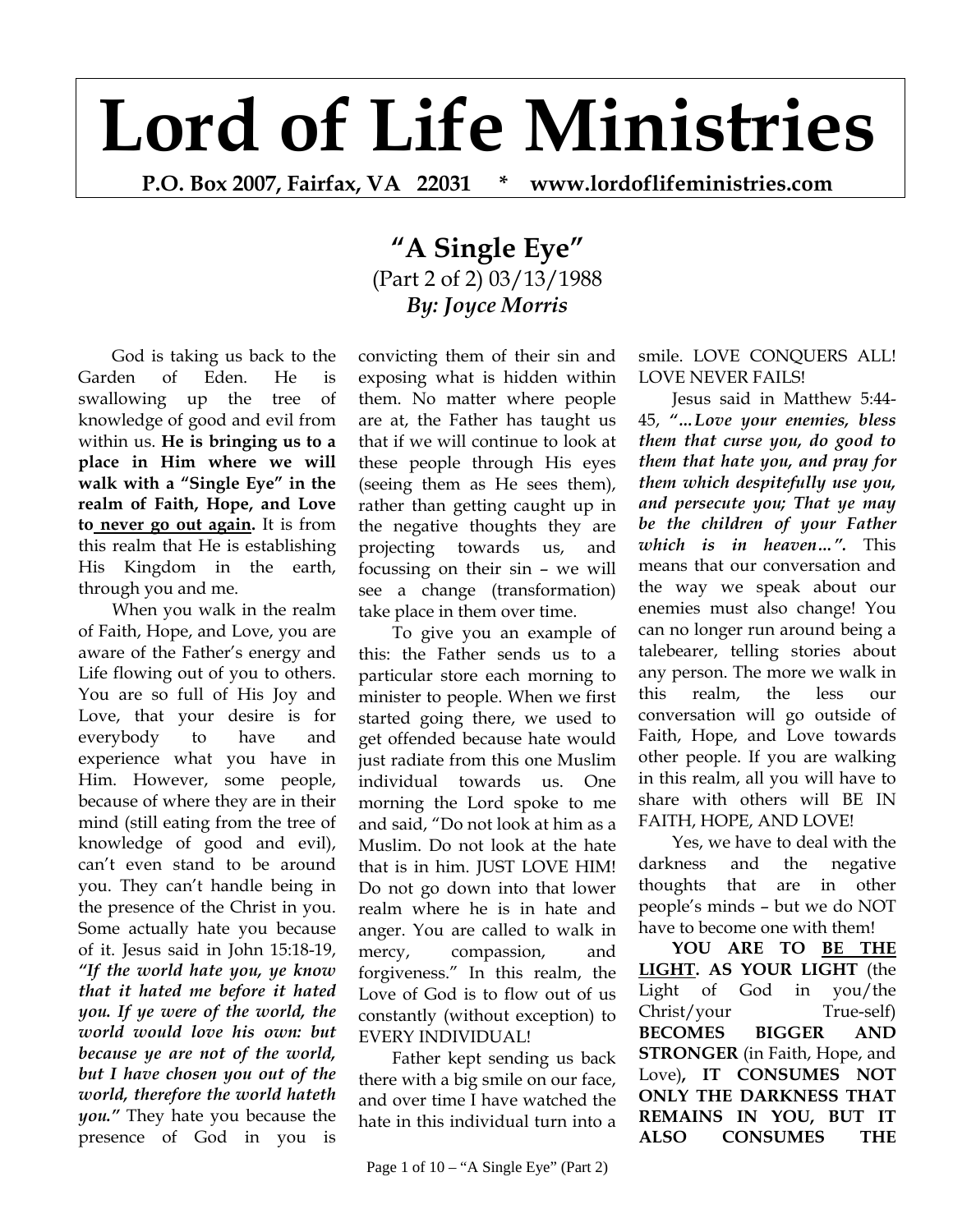# Lord of Life Ministries

**P.O. Box 2007, Fairfax, VA 22031 * www.lordoflifeministries.com**

## "A Single Eye"

(Part 2 of 2) 03/13/1988

***By: Joyce Morris***

God is taking us back to the Garden of Eden. He is swallowing up the tree of knowledge of good and evil from within us. **He is bringing us to a place in Him where we will walk with a "Single Eye" in the realm of Faith, Hope, and Love to <u>never go out again</u>.** It is from this realm that He is establishing His Kingdom in the earth, through you and me.

When you walk in the realm of Faith, Hope, and Love, you are aware of the Father's energy and Life flowing out of you to others. You are so full of His Joy and Love, that your desire is for everybody to have and experience what you have in Him. However, some people, because of where they are in their mind (still eating from the tree of knowledge of good and evil), can't even stand to be around you. They can't handle being in the presence of the Christ in you. Some actually hate you because of it. Jesus said in John 15:18-19, ***"If the world hate you, ye know that it hated me before it hated you. If ye were of the world, the world would love his own: but because ye are not of the world, but I have chosen you out of the world, therefore the world hateth you."*** They hate you because the presence of God in you is convicting them of their sin and exposing what is hidden within them. No matter where people are at, the Father has taught us that if we will continue to look at these people through His eyes (seeing them as He sees them), rather than getting caught up in the negative thoughts they are projecting towards us, and focussing on their sin – we will see a change (transformation) take place in them over time.

To give you an example of this: the Father sends us to a particular store each morning to minister to people. When we first started going there, we used to get offended because hate would just radiate from this one Muslim individual towards us. One morning the Lord spoke to me and said, "Do not look at him as a Muslim. Do not look at the hate that is in him. JUST LOVE HIM! Do not go down into that lower realm where he is in hate and anger. You are called to walk in mercy, compassion, and forgiveness." In this realm, the Love of God is to flow out of us constantly (without exception) to EVERY INDIVIDUAL!

Father kept sending us back there with a big smile on our face, and over time I have watched the hate in this individual turn into a smile. LOVE CONQUERS ALL! LOVE NEVER FAILS!

Jesus said in Matthew 5:44-45, ***"…Love your enemies, bless them that curse you, do good to them that hate you, and pray for them which despitefully use you, and persecute you; That ye may be the children of your Father which is in heaven…".*** This means that our conversation and the way we speak about our enemies must also change! You can no longer run around being a talebearer, telling stories about any person. The more we walk in this realm, the less our conversation will go outside of Faith, Hope, and Love towards other people. If you are walking in this realm, all you will have to share with others will BE IN FAITH, HOPE, AND LOVE!

Yes, we have to deal with the darkness and the negative thoughts that are in other people's minds – but we do NOT have to become one with them!

**YOU ARE TO <u>BE THE LIGHT</u>. AS YOUR LIGHT** (the Light of God in you/the Christ/your True-self) **BECOMES BIGGER AND STRONGER** (in Faith, Hope, and Love)**, IT CONSUMES NOT ONLY THE DARKNESS THAT REMAINS IN YOU, BUT IT ALSO CONSUMES THE**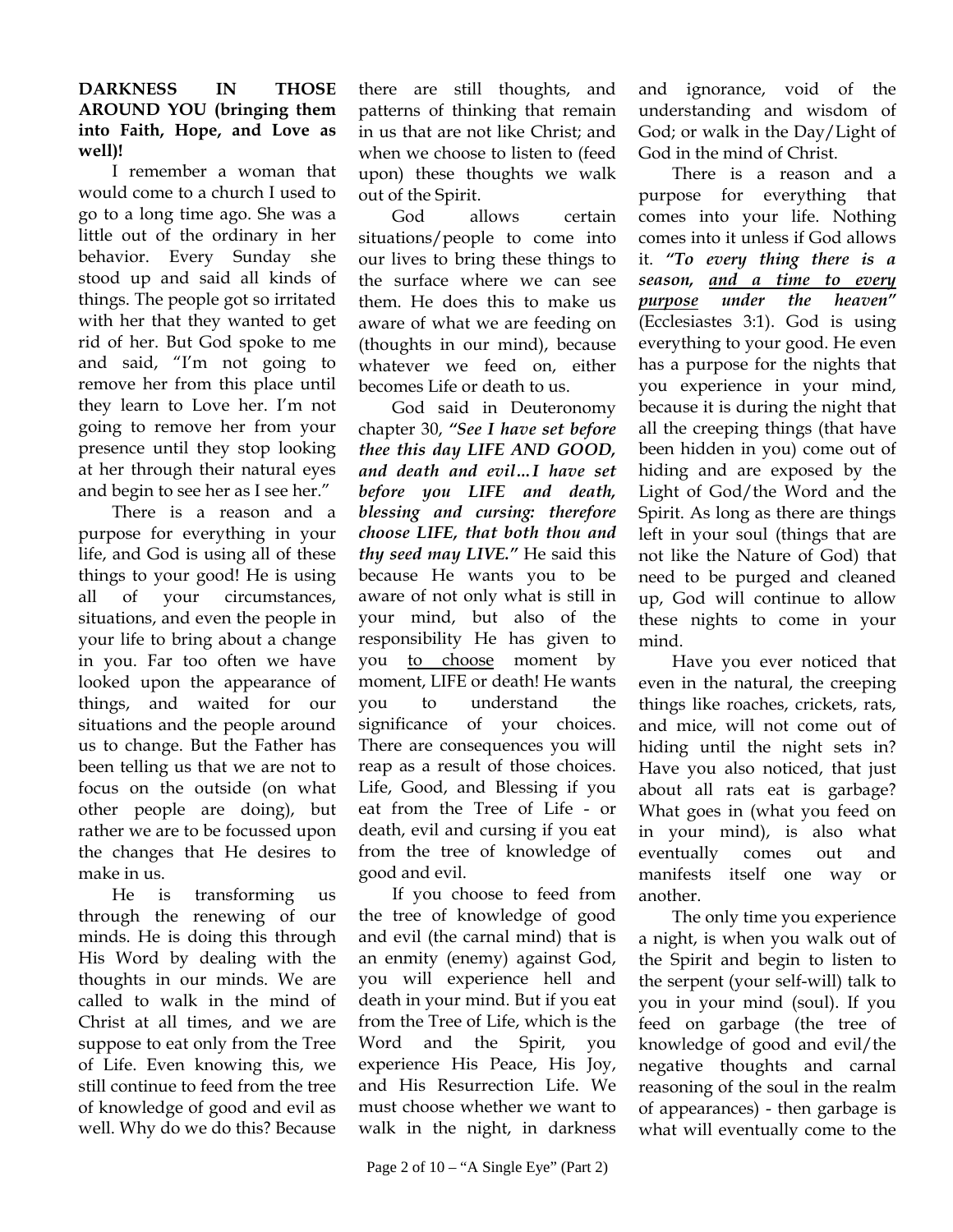**DARKNESS IN THOSE AROUND YOU (bringing them into Faith, Hope, and Love as well)!**

I remember a woman that would come to a church I used to go to a long time ago. She was a little out of the ordinary in her behavior. Every Sunday she stood up and said all kinds of things. The people got so irritated with her that they wanted to get rid of her. But God spoke to me and said, "I'm not going to remove her from this place until they learn to Love her. I'm not going to remove her from your presence until they stop looking at her through their natural eyes and begin to see her as I see her."

There is a reason and a purpose for everything in your life, and God is using all of these things to your good! He is using all of your circumstances, situations, and even the people in your life to bring about a change in you. Far too often we have looked upon the appearance of things, and waited for our situations and the people around us to change. But the Father has been telling us that we are not to focus on the outside (on what other people are doing), but rather we are to be focussed upon the changes that He desires to make in us.

He is transforming us through the renewing of our minds. He is doing this through His Word by dealing with the thoughts in our minds. We are called to walk in the mind of Christ at all times, and we are suppose to eat only from the Tree of Life. Even knowing this, we still continue to feed from the tree of knowledge of good and evil as well. Why do we do this? Because there are still thoughts, and patterns of thinking that remain in us that are not like Christ; and when we choose to listen to (feed upon) these thoughts we walk out of the Spirit.

God allows certain situations/people to come into our lives to bring these things to the surface where we can see them. He does this to make us aware of what we are feeding on (thoughts in our mind), because whatever we feed on, either becomes Life or death to us.

God said in Deuteronomy chapter 30, ***"See I have set before thee this day LIFE AND GOOD, and death and evil…I have set before you LIFE and death, blessing and cursing: therefore choose LIFE, that both thou and thy seed may LIVE."*** He said this because He wants you to be aware of not only what is still in your mind, but also of the responsibility He has given to you <u>to choose</u> moment by moment, LIFE or death! He wants you to understand the significance of your choices. There are consequences you will reap as a result of those choices. Life, Good, and Blessing if you eat from the Tree of Life - or death, evil and cursing if you eat from the tree of knowledge of good and evil.

If you choose to feed from the tree of knowledge of good and evil (the carnal mind) that is an enmity (enemy) against God, you will experience hell and death in your mind. But if you eat from the Tree of Life, which is the Word and the Spirit, you experience His Peace, His Joy, and His Resurrection Life. We must choose whether we want to walk in the night, in darkness and ignorance, void of the understanding and wisdom of God; or walk in the Day/Light of God in the mind of Christ.

There is a reason and a purpose for everything that comes into your life. Nothing comes into it unless if God allows it. ***"To every thing there is a season, <u>and a time to every purpose</u> under the heaven"*** (Ecclesiastes 3:1). God is using everything to your good. He even has a purpose for the nights that you experience in your mind, because it is during the night that all the creeping things (that have been hidden in you) come out of hiding and are exposed by the Light of God/the Word and the Spirit. As long as there are things left in your soul (things that are not like the Nature of God) that need to be purged and cleaned up, God will continue to allow these nights to come in your mind.

Have you ever noticed that even in the natural, the creeping things like roaches, crickets, rats, and mice, will not come out of hiding until the night sets in? Have you also noticed, that just about all rats eat is garbage? What goes in (what you feed on in your mind), is also what eventually comes out and manifests itself one way or another.

The only time you experience a night, is when you walk out of the Spirit and begin to listen to the serpent (your self-will) talk to you in your mind (soul). If you feed on garbage (the tree of knowledge of good and evil/the negative thoughts and carnal reasoning of the soul in the realm of appearances) - then garbage is what will eventually come to the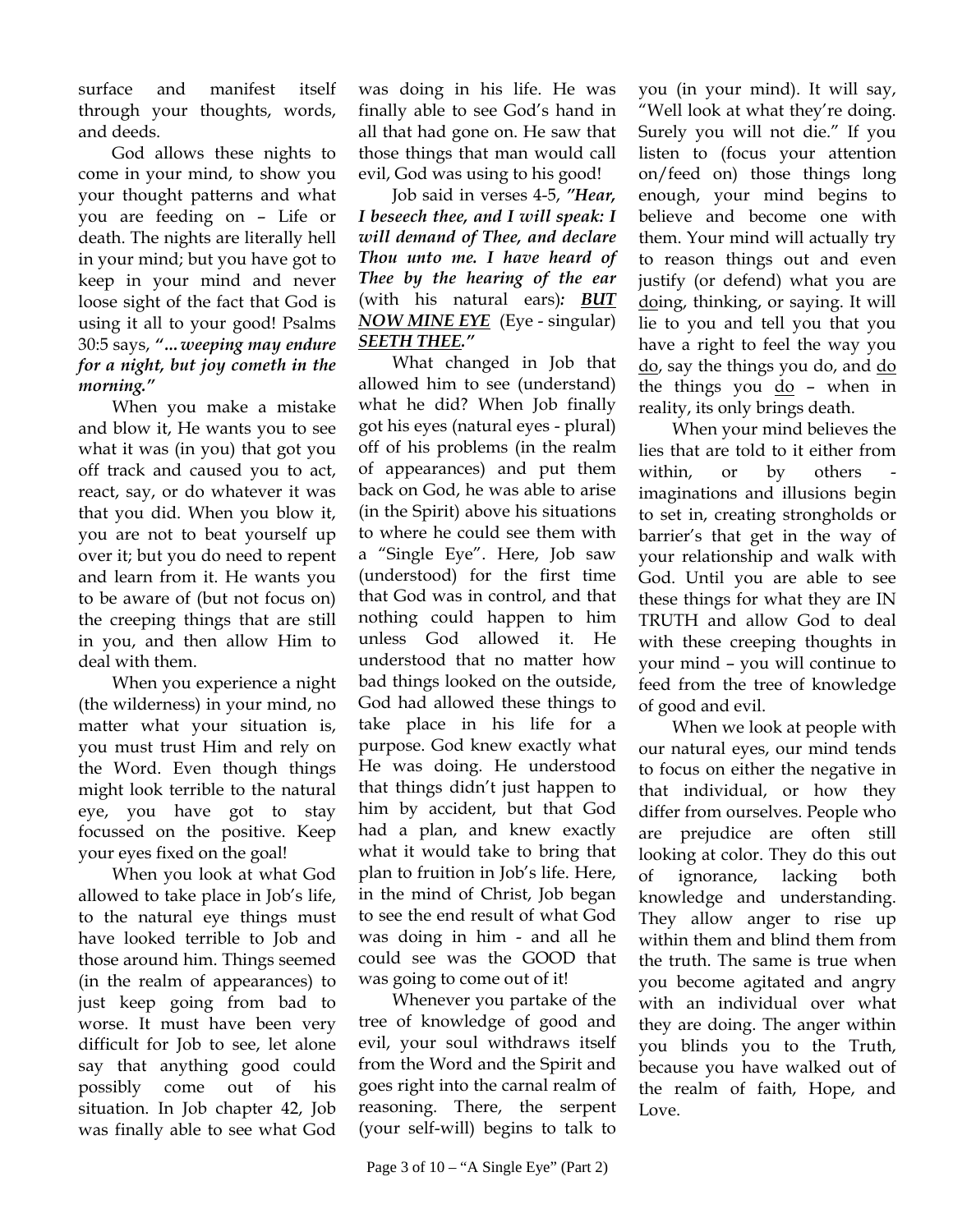surface and manifest itself through your thoughts, words, and deeds.

God allows these nights to come in your mind, to show you your thought patterns and what you are feeding on – Life or death. The nights are literally hell in your mind; but you have got to keep in your mind and never loose sight of the fact that God is using it all to your good! Psalms 30:5 says, ***"…weeping may endure for a night, but joy cometh in the morning."***

When you make a mistake and blow it, He wants you to see what it was (in you) that got you off track and caused you to act, react, say, or do whatever it was that you did. When you blow it, you are not to beat yourself up over it; but you do need to repent and learn from it. He wants you to be aware of (but not focus on) the creeping things that are still in you, and then allow Him to deal with them.

When you experience a night (the wilderness) in your mind, no matter what your situation is, you must trust Him and rely on the Word. Even though things might look terrible to the natural eye, you have got to stay focussed on the positive. Keep your eyes fixed on the goal!

When you look at what God allowed to take place in Job's life, to the natural eye things must have looked terrible to Job and those around him. Things seemed (in the realm of appearances) to just keep going from bad to worse. It must have been very difficult for Job to see, let alone say that anything good could possibly come out of his situation. In Job chapter 42, Job was finally able to see what God was doing in his life. He was finally able to see God's hand in all that had gone on. He saw that those things that man would call evil, God was using to his good!

Job said in verses 4-5, ***"Hear, I beseech thee, and I will speak: I will demand of Thee, and declare Thou unto me. I have heard of Thee by the hearing of the ear*** (with his natural ears)***: <u>BUT NOW MINE EYE</u>*** (Eye - singular) ***<u>SEETH THEE</u>."***

What changed in Job that allowed him to see (understand) what he did? When Job finally got his eyes (natural eyes - plural) off of his problems (in the realm of appearances) and put them back on God, he was able to arise (in the Spirit) above his situations to where he could see them with a "Single Eye". Here, Job saw (understood) for the first time that God was in control, and that nothing could happen to him unless God allowed it. He understood that no matter how bad things looked on the outside, God had allowed these things to take place in his life for a purpose. God knew exactly what He was doing. He understood that things didn't just happen to him by accident, but that God had a plan, and knew exactly what it would take to bring that plan to fruition in Job's life. Here, in the mind of Christ, Job began to see the end result of what God was doing in him - and all he could see was the GOOD that was going to come out of it!

Whenever you partake of the tree of knowledge of good and evil, your soul withdraws itself from the Word and the Spirit and goes right into the carnal realm of reasoning. There, the serpent (your self-will) begins to talk to you (in your mind). It will say, "Well look at what they're doing. Surely you will not die." If you listen to (focus your attention on/feed on) those things long enough, your mind begins to believe and become one with them. Your mind will actually try to reason things out and even justify (or defend) what you are <u>do</u>ing, thinking, or saying. It will lie to you and tell you that you have a right to feel the way you <u>do</u>, say the things you do, and <u>do</u> the things you <u>do</u> – when in reality, its only brings death.

When your mind believes the lies that are told to it either from within, or by others - imaginations and illusions begin to set in, creating strongholds or barrier's that get in the way of your relationship and walk with God. Until you are able to see these things for what they are IN TRUTH and allow God to deal with these creeping thoughts in your mind – you will continue to feed from the tree of knowledge of good and evil.

When we look at people with our natural eyes, our mind tends to focus on either the negative in that individual, or how they differ from ourselves. People who are prejudice are often still looking at color. They do this out of ignorance, lacking both knowledge and understanding. They allow anger to rise up within them and blind them from the truth. The same is true when you become agitated and angry with an individual over what they are doing. The anger within you blinds you to the Truth, because you have walked out of the realm of faith, Hope, and Love.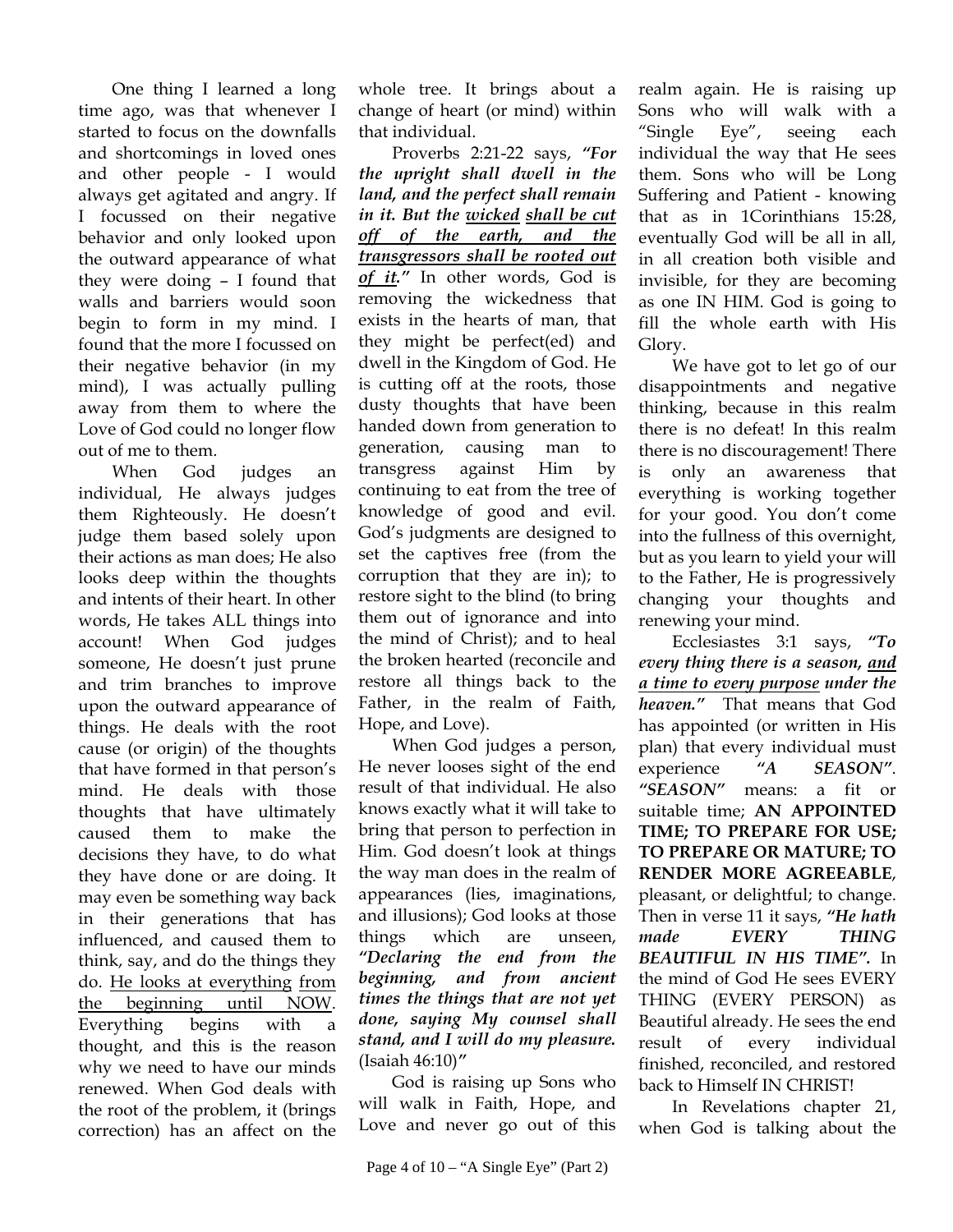One thing I learned a long time ago, was that whenever I started to focus on the downfalls and shortcomings in loved ones and other people - I would always get agitated and angry. If I focussed on their negative behavior and only looked upon the outward appearance of what they were doing – I found that walls and barriers would soon begin to form in my mind. I found that the more I focussed on their negative behavior (in my mind), I was actually pulling away from them to where the Love of God could no longer flow out of me to them.

When God judges an individual, He always judges them Righteously. He doesn't judge them based solely upon their actions as man does; He also looks deep within the thoughts and intents of their heart. In other words, He takes ALL things into account! When God judges someone, He doesn't just prune and trim branches to improve upon the outward appearance of things. He deals with the root cause (or origin) of the thoughts that have formed in that person's mind. He deals with those thoughts that have ultimately caused them to make the decisions they have, to do what they have done or are doing. It may even be something way back in their generations that has influenced, and caused them to think, say, and do the things they do. <u>He looks at everything from the beginning until NOW</u>. Everything begins with a thought, and this is the reason why we need to have our minds renewed. When God deals with the root of the problem, it (brings correction) has an affect on the whole tree. It brings about a change of heart (or mind) within that individual.

Proverbs 2:21-22 says, ***"For the upright shall dwell in the land, and the perfect shall remain in it. But the <u>wicked</u> <u>shall be cut off of the earth, and the transgressors shall be rooted out of it</u>."*** In other words, God is removing the wickedness that exists in the hearts of man, that they might be perfect(ed) and dwell in the Kingdom of God. He is cutting off at the roots, those dusty thoughts that have been handed down from generation to generation, causing man to transgress against Him by continuing to eat from the tree of knowledge of good and evil. God's judgments are designed to set the captives free (from the corruption that they are in); to restore sight to the blind (to bring them out of ignorance and into the mind of Christ); and to heal the broken hearted (reconcile and restore all things back to the Father, in the realm of Faith, Hope, and Love).

When God judges a person, He never looses sight of the end result of that individual. He also knows exactly what it will take to bring that person to perfection in Him. God doesn't look at things the way man does in the realm of appearances (lies, imaginations, and illusions); God looks at those things which are unseen, ***"Declaring the end from the beginning, and from ancient times the things that are not yet done, saying My counsel shall stand, and I will do my pleasure.*** (Isaiah 46:10)***"***

God is raising up Sons who will walk in Faith, Hope, and Love and never go out of this realm again. He is raising up Sons who will walk with a "Single Eye", seeing each individual the way that He sees them. Sons who will be Long Suffering and Patient - knowing that as in 1Corinthians 15:28, eventually God will be all in all, in all creation both visible and invisible, for they are becoming as one IN HIM. God is going to fill the whole earth with His Glory.

We have got to let go of our disappointments and negative thinking, because in this realm there is no defeat! In this realm there is no discouragement! There is only an awareness that everything is working together for your good. You don't come into the fullness of this overnight, but as you learn to yield your will to the Father, He is progressively changing your thoughts and renewing your mind.

Ecclesiastes 3:1 says, ***"To every thing there is a season, <u>and a time to every purpose</u> under the heaven."*** That means that God has appointed (or written in His plan) that every individual must experience ***"A SEASON"***. ***"SEASON"*** means: a fit or suitable time; **AN APPOINTED TIME; TO PREPARE FOR USE; TO PREPARE OR MATURE; TO RENDER MORE AGREEABLE**, pleasant, or delightful; to change. Then in verse 11 it says, ***"He hath made EVERY THING BEAUTIFUL IN HIS TIME".*** In the mind of God He sees EVERY THING (EVERY PERSON) as Beautiful already. He sees the end result of every individual finished, reconciled, and restored back to Himself IN CHRIST!

In Revelations chapter 21, when God is talking about the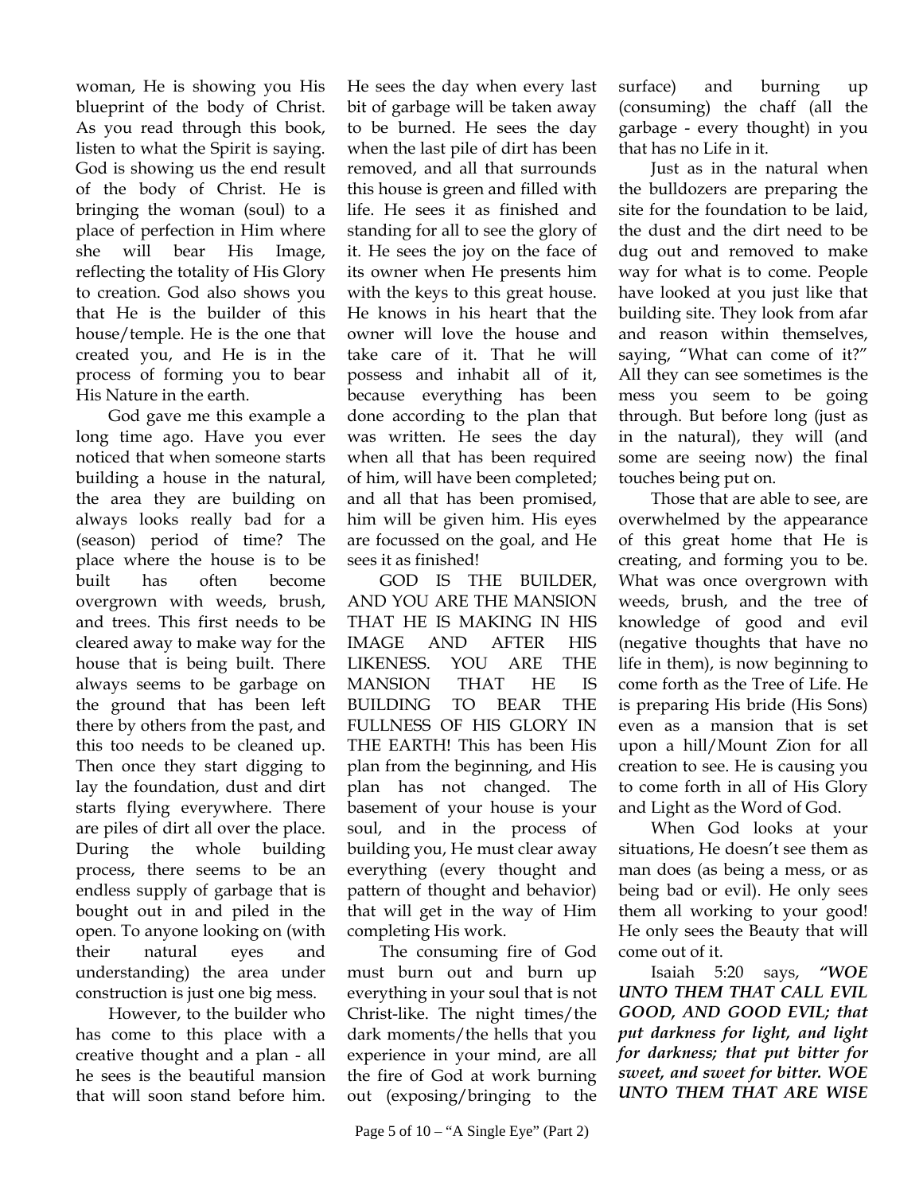woman, He is showing you His blueprint of the body of Christ. As you read through this book, listen to what the Spirit is saying. God is showing us the end result of the body of Christ. He is bringing the woman (soul) to a place of perfection in Him where she will bear His Image, reflecting the totality of His Glory to creation. God also shows you that He is the builder of this house/temple. He is the one that created you, and He is in the process of forming you to bear His Nature in the earth.

God gave me this example a long time ago. Have you ever noticed that when someone starts building a house in the natural, the area they are building on always looks really bad for a (season) period of time? The place where the house is to be built has often become overgrown with weeds, brush, and trees. This first needs to be cleared away to make way for the house that is being built. There always seems to be garbage on the ground that has been left there by others from the past, and this too needs to be cleaned up. Then once they start digging to lay the foundation, dust and dirt starts flying everywhere. There are piles of dirt all over the place. During the whole building process, there seems to be an endless supply of garbage that is bought out in and piled in the open. To anyone looking on (with their natural eyes and understanding) the area under construction is just one big mess.

However, to the builder who has come to this place with a creative thought and a plan - all he sees is the beautiful mansion that will soon stand before him. He sees the day when every last bit of garbage will be taken away to be burned. He sees the day when the last pile of dirt has been removed, and all that surrounds this house is green and filled with life. He sees it as finished and standing for all to see the glory of it. He sees the joy on the face of its owner when He presents him with the keys to this great house. He knows in his heart that the owner will love the house and take care of it. That he will possess and inhabit all of it, because everything has been done according to the plan that was written. He sees the day when all that has been required of him, will have been completed; and all that has been promised, him will be given him. His eyes are focussed on the goal, and He sees it as finished!

GOD IS THE BUILDER, AND YOU ARE THE MANSION THAT HE IS MAKING IN HIS IMAGE AND AFTER HIS LIKENESS. YOU ARE THE MANSION THAT HE IS BUILDING TO BEAR THE FULLNESS OF HIS GLORY IN THE EARTH! This has been His plan from the beginning, and His plan has not changed. The basement of your house is your soul, and in the process of building you, He must clear away everything (every thought and pattern of thought and behavior) that will get in the way of Him completing His work.

The consuming fire of God must burn out and burn up everything in your soul that is not Christ-like. The night times/the dark moments/the hells that you experience in your mind, are all the fire of God at work burning out (exposing/bringing to the surface) and burning up (consuming) the chaff (all the garbage - every thought) in you that has no Life in it.

Just as in the natural when the bulldozers are preparing the site for the foundation to be laid, the dust and the dirt need to be dug out and removed to make way for what is to come. People have looked at you just like that building site. They look from afar and reason within themselves, saying, "What can come of it?" All they can see sometimes is the mess you seem to be going through. But before long (just as in the natural), they will (and some are seeing now) the final touches being put on.

Those that are able to see, are overwhelmed by the appearance of this great home that He is creating, and forming you to be. What was once overgrown with weeds, brush, and the tree of knowledge of good and evil (negative thoughts that have no life in them), is now beginning to come forth as the Tree of Life. He is preparing His bride (His Sons) even as a mansion that is set upon a hill/Mount Zion for all creation to see. He is causing you to come forth in all of His Glory and Light as the Word of God.

When God looks at your situations, He doesn't see them as man does (as being a mess, or as being bad or evil). He only sees them all working to your good! He only sees the Beauty that will come out of it.

Isaiah 5:20 says, ***"WOE UNTO THEM THAT CALL EVIL GOOD, AND GOOD EVIL; that put darkness for light, and light for darkness; that put bitter for sweet, and sweet for bitter. WOE UNTO THEM THAT ARE WISE***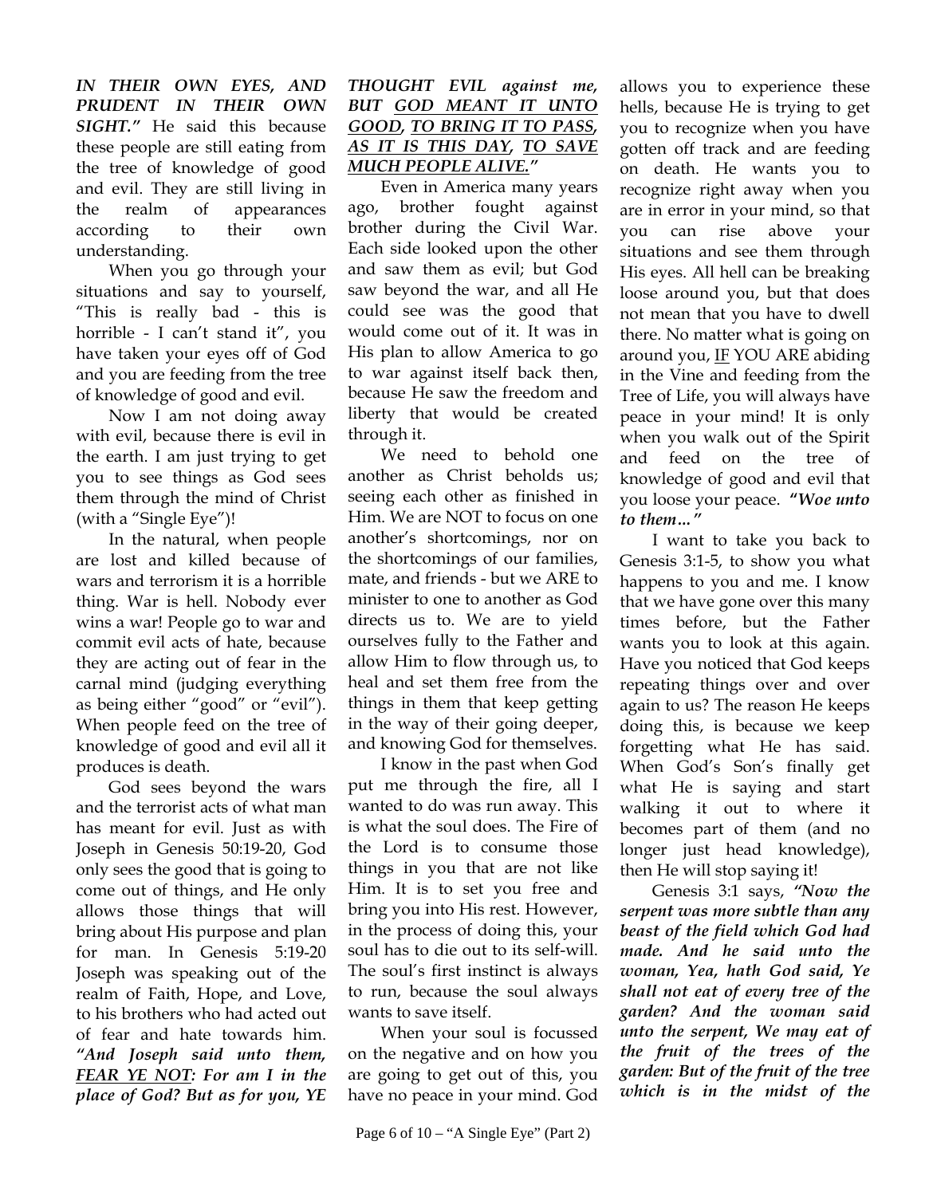***IN THEIR OWN EYES, AND PRUDENT IN THEIR OWN SIGHT."*** He said this because these people are still eating from the tree of knowledge of good and evil. They are still living in the realm of appearances according to their own understanding.

When you go through your situations and say to yourself, "This is really bad - this is horrible - I can't stand it", you have taken your eyes off of God and you are feeding from the tree of knowledge of good and evil.

Now I am not doing away with evil, because there is evil in the earth. I am just trying to get you to see things as God sees them through the mind of Christ (with a "Single Eye")!

In the natural, when people are lost and killed because of wars and terrorism it is a horrible thing. War is hell. Nobody ever wins a war! People go to war and commit evil acts of hate, because they are acting out of fear in the carnal mind (judging everything as being either "good" or "evil"). When people feed on the tree of knowledge of good and evil all it produces is death.

God sees beyond the wars and the terrorist acts of what man has meant for evil. Just as with Joseph in Genesis 50:19-20, God only sees the good that is going to come out of things, and He only allows those things that will bring about His purpose and plan for man. In Genesis 5:19-20 Joseph was speaking out of the realm of Faith, Hope, and Love, to his brothers who had acted out of fear and hate towards him. ***"And Joseph said unto them, <u>FEAR YE NOT</u>: For am I in the place of God? But as for you, YE THOUGHT EVIL against me, BUT <u>GOD MEANT IT UNTO GOOD</u>, <u>TO BRING IT TO PASS</u>, <u>AS IT IS THIS DAY</u>, <u>TO SAVE MUCH PEOPLE ALIVE</u>."***

Even in America many years ago, brother fought against brother during the Civil War. Each side looked upon the other and saw them as evil; but God saw beyond the war, and all He could see was the good that would come out of it. It was in His plan to allow America to go to war against itself back then, because He saw the freedom and liberty that would be created through it.

We need to behold one another as Christ beholds us; seeing each other as finished in Him. We are NOT to focus on one another's shortcomings, nor on the shortcomings of our families, mate, and friends - but we ARE to minister to one to another as God directs us to. We are to yield ourselves fully to the Father and allow Him to flow through us, to heal and set them free from the things in them that keep getting in the way of their going deeper, and knowing God for themselves.

I know in the past when God put me through the fire, all I wanted to do was run away. This is what the soul does. The Fire of the Lord is to consume those things in you that are not like Him. It is to set you free and bring you into His rest. However, in the process of doing this, your soul has to die out to its self-will. The soul's first instinct is always to run, because the soul always wants to save itself.

When your soul is focussed on the negative and on how you are going to get out of this, you have no peace in your mind. God allows you to experience these hells, because He is trying to get you to recognize when you have gotten off track and are feeding on death. He wants you to recognize right away when you are in error in your mind, so that you can rise above your situations and see them through His eyes. All hell can be breaking loose around you, but that does not mean that you have to dwell there. No matter what is going on around you, <u>IF</u> YOU ARE abiding in the Vine and feeding from the Tree of Life, you will always have peace in your mind! It is only when you walk out of the Spirit and feed on the tree of knowledge of good and evil that you loose your peace. ***"Woe unto to them…"***

I want to take you back to Genesis 3:1-5, to show you what happens to you and me. I know that we have gone over this many times before, but the Father wants you to look at this again. Have you noticed that God keeps repeating things over and over again to us? The reason He keeps doing this, is because we keep forgetting what He has said. When God's Son's finally get what He is saying and start walking it out to where it becomes part of them (and no longer just head knowledge), then He will stop saying it!

Genesis 3:1 says, ***"Now the serpent was more subtle than any beast of the field which God had made. And he said unto the woman, Yea, hath God said, Ye shall not eat of every tree of the garden? And the woman said unto the serpent, We may eat of the fruit of the trees of the garden: But of the fruit of the tree which is in the midst of the***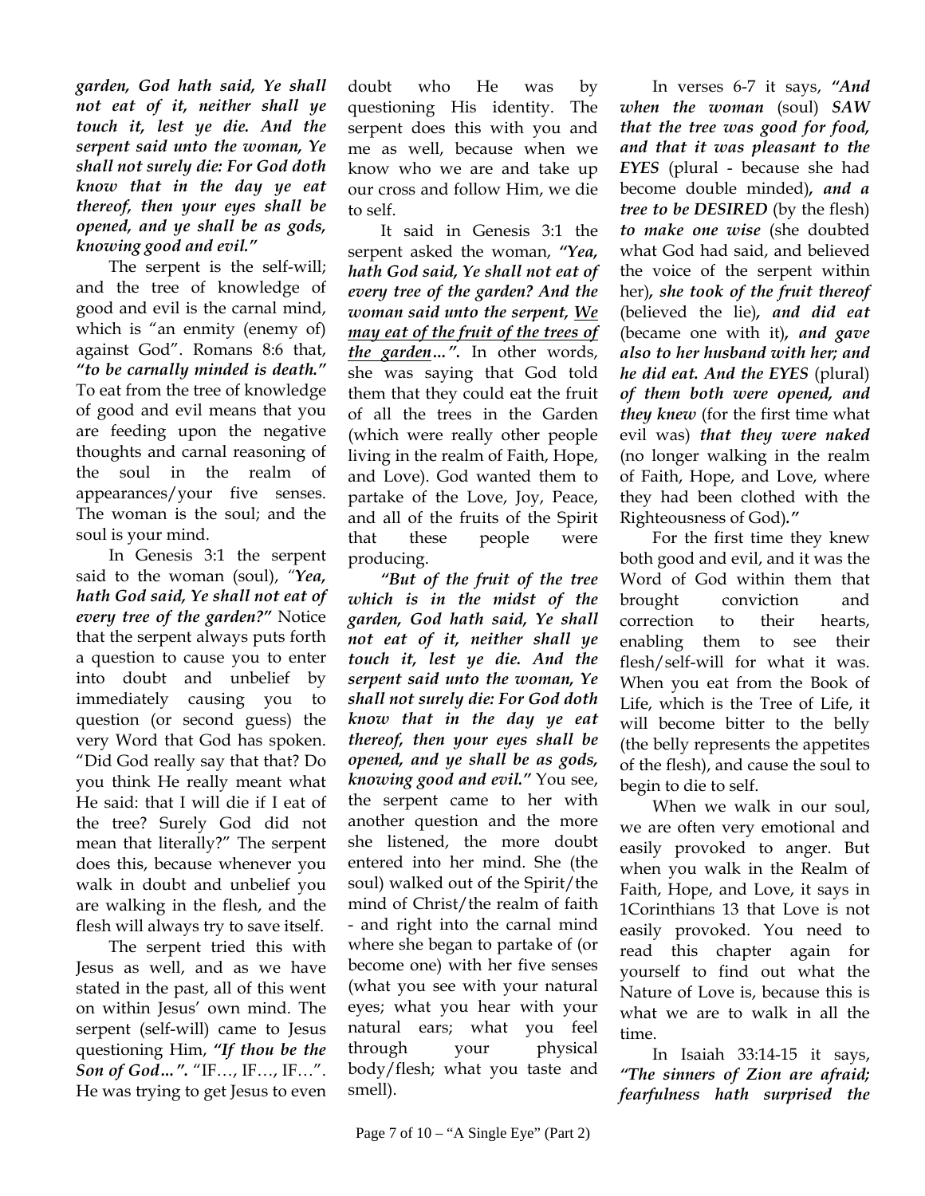***garden, God hath said, Ye shall not eat of it, neither shall ye touch it, lest ye die. And the serpent said unto the woman, Ye shall not surely die: For God doth know that in the day ye eat thereof, then your eyes shall be opened, and ye shall be as gods, knowing good and evil."***

The serpent is the self-will; and the tree of knowledge of good and evil is the carnal mind, which is "an enmity (enemy of) against God". Romans 8:6 that, ***"to be carnally minded is death."*** To eat from the tree of knowledge of good and evil means that you are feeding upon the negative thoughts and carnal reasoning of the soul in the realm of appearances/your five senses. The woman is the soul; and the soul is your mind.

In Genesis 3:1 the serpent said to the woman (soul), *"**Yea, hath God said, Ye shall not eat of every tree of the garden?"*** Notice that the serpent always puts forth a question to cause you to enter into doubt and unbelief by immediately causing you to question (or second guess) the very Word that God has spoken. "Did God really say that that? Do you think He really meant what He said: that I will die if I eat of the tree? Surely God did not mean that literally?" The serpent does this, because whenever you walk in doubt and unbelief you are walking in the flesh, and the flesh will always try to save itself.

The serpent tried this with Jesus as well, and as we have stated in the past, all of this went on within Jesus' own mind. The serpent (self-will) came to Jesus questioning Him, ***"If thou be the Son of God…".*** "IF…, IF…, IF…". He was trying to get Jesus to even doubt who He was by questioning His identity. The serpent does this with you and me as well, because when we know who we are and take up our cross and follow Him, we die to self.

It said in Genesis 3:1 the serpent asked the woman, ***"Yea, hath God said, Ye shall not eat of every tree of the garden? And the woman said unto the serpent, <u>We may eat of the fruit of the trees of the garden…</u>".*** In other words, she was saying that God told them that they could eat the fruit of all the trees in the Garden (which were really other people living in the realm of Faith, Hope, and Love). God wanted them to partake of the Love, Joy, Peace, and all of the fruits of the Spirit that these people were producing.

***"But of the fruit of the tree which is in the midst of the garden, God hath said, Ye shall not eat of it, neither shall ye touch it, lest ye die. And the serpent said unto the woman, Ye shall not surely die: For God doth know that in the day ye eat thereof, then your eyes shall be opened, and ye shall be as gods, knowing good and evil."*** You see, the serpent came to her with another question and the more she listened, the more doubt entered into her mind. She (the soul) walked out of the Spirit/the mind of Christ/the realm of faith - and right into the carnal mind where she began to partake of (or become one) with her five senses (what you see with your natural eyes; what you hear with your natural ears; what you feel through your physical body/flesh; what you taste and smell).

In verses 6-7 it says, ***"And when the woman*** (soul) ***SAW that the tree was good for food, and that it was pleasant to the EYES*** (plural - because she had become double minded)***, and a tree to be DESIRED*** (by the flesh) ***to make one wise*** (she doubted what God had said, and believed the voice of the serpent within her)***, she took of the fruit thereof*** (believed the lie)***, and did eat*** (became one with it)***, and gave also to her husband with her; and he did eat. And the EYES*** (plural) ***of them both were opened, and they knew*** (for the first time what evil was) ***that they were naked*** (no longer walking in the realm of Faith, Hope, and Love, where they had been clothed with the Righteousness of God)***."***

For the first time they knew both good and evil, and it was the Word of God within them that brought conviction and correction to their hearts, enabling them to see their flesh/self-will for what it was. When you eat from the Book of Life, which is the Tree of Life, it will become bitter to the belly (the belly represents the appetites of the flesh), and cause the soul to begin to die to self.

When we walk in our soul, we are often very emotional and easily provoked to anger. But when you walk in the Realm of Faith, Hope, and Love, it says in 1Corinthians 13 that Love is not easily provoked. You need to read this chapter again for yourself to find out what the Nature of Love is, because this is what we are to walk in all the time.

In Isaiah 33:14-15 it says, ***"The sinners of Zion are afraid; fearfulness hath surprised the***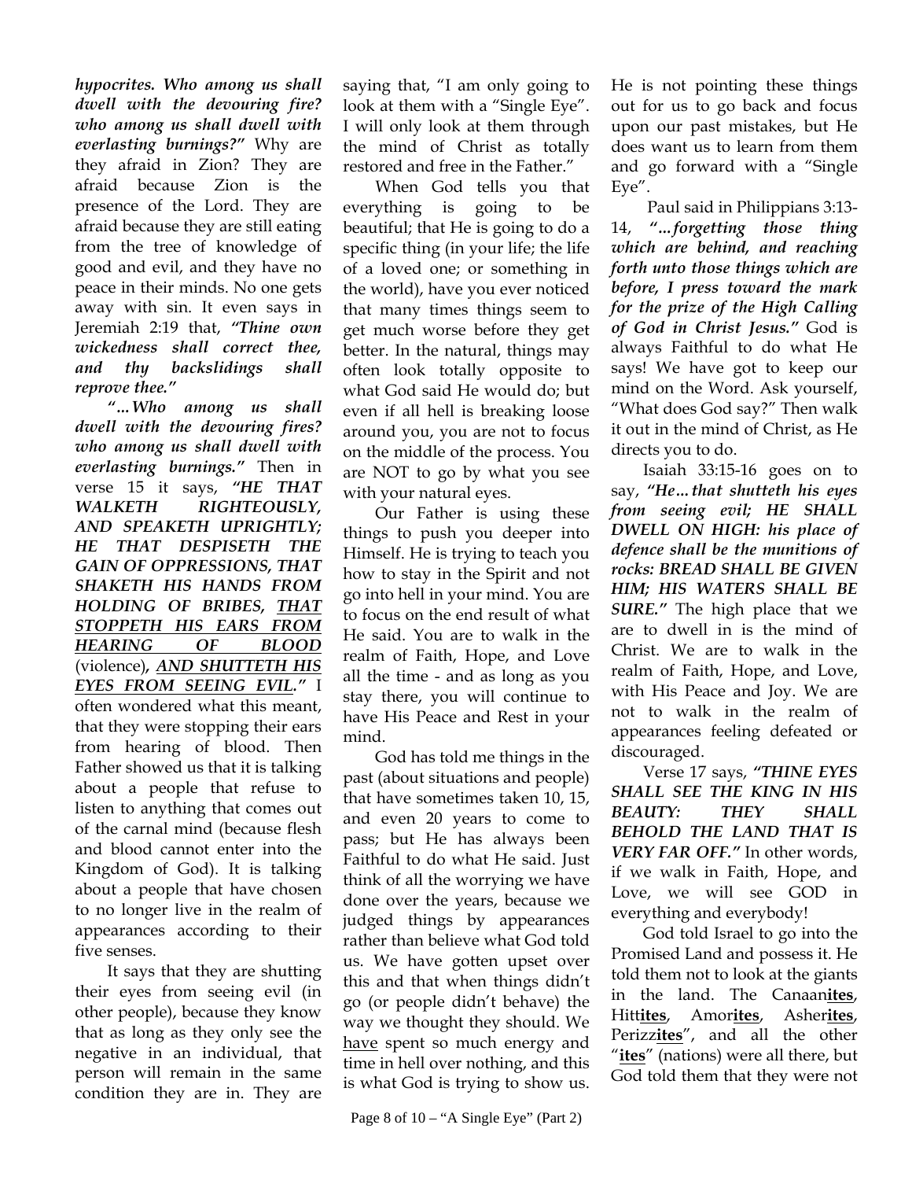***hypocrites. Who among us shall dwell with the devouring fire? who among us shall dwell with everlasting burnings?"*** Why are they afraid in Zion? They are afraid because Zion is the presence of the Lord. They are afraid because they are still eating from the tree of knowledge of good and evil, and they have no peace in their minds. No one gets away with sin. It even says in Jeremiah 2:19 that, ***"Thine own wickedness shall correct thee, and thy backslidings shall reprove thee."***

***"…Who among us shall dwell with the devouring fires? who among us shall dwell with everlasting burnings."*** Then in verse 15 it says, ***"HE THAT WALKETH RIGHTEOUSLY, AND SPEAKETH UPRIGHTLY; HE THAT DESPISETH THE GAIN OF OPPRESSIONS, THAT SHAKETH HIS HANDS FROM HOLDING OF BRIBES, <u>THAT STOPPETH HIS EARS FROM HEARING OF BLOOD</u>*** (violence)***, <u>AND SHUTTETH HIS EYES FROM SEEING EVIL</u>."*** I often wondered what this meant, that they were stopping their ears from hearing of blood. Then Father showed us that it is talking about a people that refuse to listen to anything that comes out of the carnal mind (because flesh and blood cannot enter into the Kingdom of God). It is talking about a people that have chosen to no longer live in the realm of appearances according to their five senses.

It says that they are shutting their eyes from seeing evil (in other people), because they know that as long as they only see the negative in an individual, that person will remain in the same condition they are in. They are saying that, "I am only going to look at them with a "Single Eye". I will only look at them through the mind of Christ as totally restored and free in the Father."

When God tells you that everything is going to be beautiful; that He is going to do a specific thing (in your life; the life of a loved one; or something in the world), have you ever noticed that many times things seem to get much worse before they get better. In the natural, things may often look totally opposite to what God said He would do; but even if all hell is breaking loose around you, you are not to focus on the middle of the process. You are NOT to go by what you see with your natural eyes.

Our Father is using these things to push you deeper into Himself. He is trying to teach you how to stay in the Spirit and not go into hell in your mind. You are to focus on the end result of what He said. You are to walk in the realm of Faith, Hope, and Love all the time - and as long as you stay there, you will continue to have His Peace and Rest in your mind.

God has told me things in the past (about situations and people) that have sometimes taken 10, 15, and even 20 years to come to pass; but He has always been Faithful to do what He said. Just think of all the worrying we have done over the years, because we judged things by appearances rather than believe what God told us. We have gotten upset over this and that when things didn't go (or people didn't behave) the way we thought they should. We <u>have</u> spent so much energy and time in hell over nothing, and this is what God is trying to show us. He is not pointing these things out for us to go back and focus upon our past mistakes, but He does want us to learn from them and go forward with a "Single Eye".

Paul said in Philippians 3:13-14, ***"…forgetting those thing which are behind, and reaching forth unto those things which are before, I press toward the mark for the prize of the High Calling of God in Christ Jesus."*** God is always Faithful to do what He says! We have got to keep our mind on the Word. Ask yourself, "What does God say?" Then walk it out in the mind of Christ, as He directs you to do.

Isaiah 33:15-16 goes on to say, ***"He…that shutteth his eyes from seeing evil; HE SHALL DWELL ON HIGH: his place of defence shall be the munitions of rocks: BREAD SHALL BE GIVEN HIM; HIS WATERS SHALL BE SURE."*** The high place that we are to dwell in is the mind of Christ. We are to walk in the realm of Faith, Hope, and Love, with His Peace and Joy. We are not to walk in the realm of appearances feeling defeated or discouraged.

Verse 17 says, ***"THINE EYES SHALL SEE THE KING IN HIS BEAUTY: THEY SHALL BEHOLD THE LAND THAT IS VERY FAR OFF."*** In other words, if we walk in Faith, Hope, and Love, we will see GOD in everything and everybody!

God told Israel to go into the Promised Land and possess it. He told them not to look at the giants in the land. The Canaan<u>**ites**</u>, Hitt<u>**ites**</u>, Amor<u>**ites**</u>, Asher<u>**ites**</u>, Perizz<u>**ites**</u>", and all the other "<u>**ites**</u>" (nations) were all there, but God told them that they were not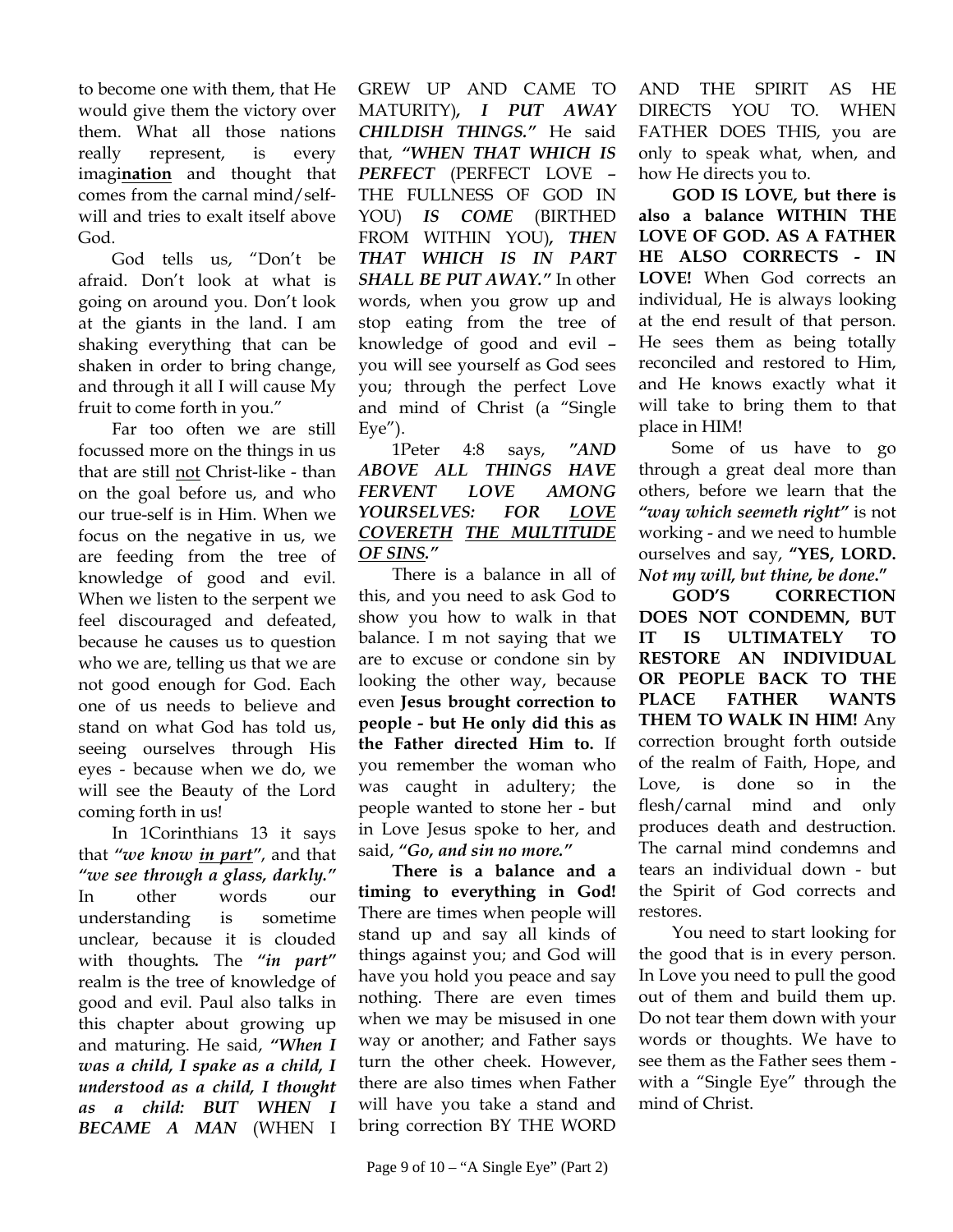to become one with them, that He would give them the victory over them. What all those nations really represent, is every imagi**nation** and thought that comes from the carnal mind/self-will and tries to exalt itself above God.

God tells us, "Don't be afraid. Don't look at what is going on around you. Don't look at the giants in the land. I am shaking everything that can be shaken in order to bring change, and through it all I will cause My fruit to come forth in you."

Far too often we are still focussed more on the things in us that are still not Christ-like - than on the goal before us, and who our true-self is in Him. When we focus on the negative in us, we are feeding from the tree of knowledge of good and evil. When we listen to the serpent we feel discouraged and defeated, because he causes us to question who we are, telling us that we are not good enough for God. Each one of us needs to believe and stand on what God has told us, seeing ourselves through His eyes - because when we do, we will see the Beauty of the Lord coming forth in us!

In 1Corinthians 13 it says that ***"we know in part"***, and that ***"we see through a glass, darkly."*** In other words our understanding is sometime unclear, because it is clouded with thoughts**.** The ***"in part"*** realm is the tree of knowledge of good and evil. Paul also talks in this chapter about growing up and maturing. He said, ***"When I was a child, I spake as a child, I understood as a child, I thought as a child: BUT WHEN I BECAME A MAN*** (WHEN I GREW UP AND CAME TO MATURITY)**,** ***I PUT AWAY CHILDISH THINGS."*** He said that, ***"WHEN THAT WHICH IS PERFECT*** (PERFECT LOVE – THE FULLNESS OF GOD IN YOU) ***IS COME*** (BIRTHED FROM WITHIN YOU)**,** ***THEN THAT WHICH IS IN PART SHALL BE PUT AWAY."*** In other words, when you grow up and stop eating from the tree of knowledge of good and evil – you will see yourself as God sees you; through the perfect Love and mind of Christ (a "Single Eye").

1Peter 4:8 says, ***"AND ABOVE ALL THINGS HAVE FERVENT LOVE AMONG YOURSELVES: FOR LOVE COVERETH THE MULTITUDE OF SINS."***

There is a balance in all of this, and you need to ask God to show you how to walk in that balance. I m not saying that we are to excuse or condone sin by looking the other way, because even **Jesus brought correction to people - but He only did this as the Father directed Him to.** If you remember the woman who was caught in adultery; the people wanted to stone her - but in Love Jesus spoke to her, and said, ***"Go, and sin no more."***

**There is a balance and a timing to everything in God!** There are times when people will stand up and say all kinds of things against you; and God will have you hold you peace and say nothing. There are even times when we may be misused in one way or another; and Father says turn the other cheek. However, there are also times when Father will have you take a stand and bring correction BY THE WORD AND THE SPIRIT AS HE DIRECTS YOU TO. WHEN FATHER DOES THIS, you are only to speak what, when, and how He directs you to.

**GOD IS LOVE, but there is also a balance WITHIN THE LOVE OF GOD. AS A FATHER HE ALSO CORRECTS - IN LOVE!** When God corrects an individual, He is always looking at the end result of that person. He sees them as being totally reconciled and restored to Him, and He knows exactly what it will take to bring them to that place in HIM!

Some of us have to go through a great deal more than others, before we learn that the ***"way which seemeth right"*** is not working - and we need to humble ourselves and say, **"YES, LORD.** ***Not my will, but thine, be done*."**

**GOD'S CORRECTION DOES NOT CONDEMN, BUT IT IS ULTIMATELY TO RESTORE AN INDIVIDUAL OR PEOPLE BACK TO THE PLACE FATHER WANTS THEM TO WALK IN HIM!** Any correction brought forth outside of the realm of Faith, Hope, and Love, is done so in the flesh/carnal mind and only produces death and destruction. The carnal mind condemns and tears an individual down - but the Spirit of God corrects and restores.

You need to start looking for the good that is in every person. In Love you need to pull the good out of them and build them up. Do not tear them down with your words or thoughts. We have to see them as the Father sees them - with a "Single Eye" through the mind of Christ.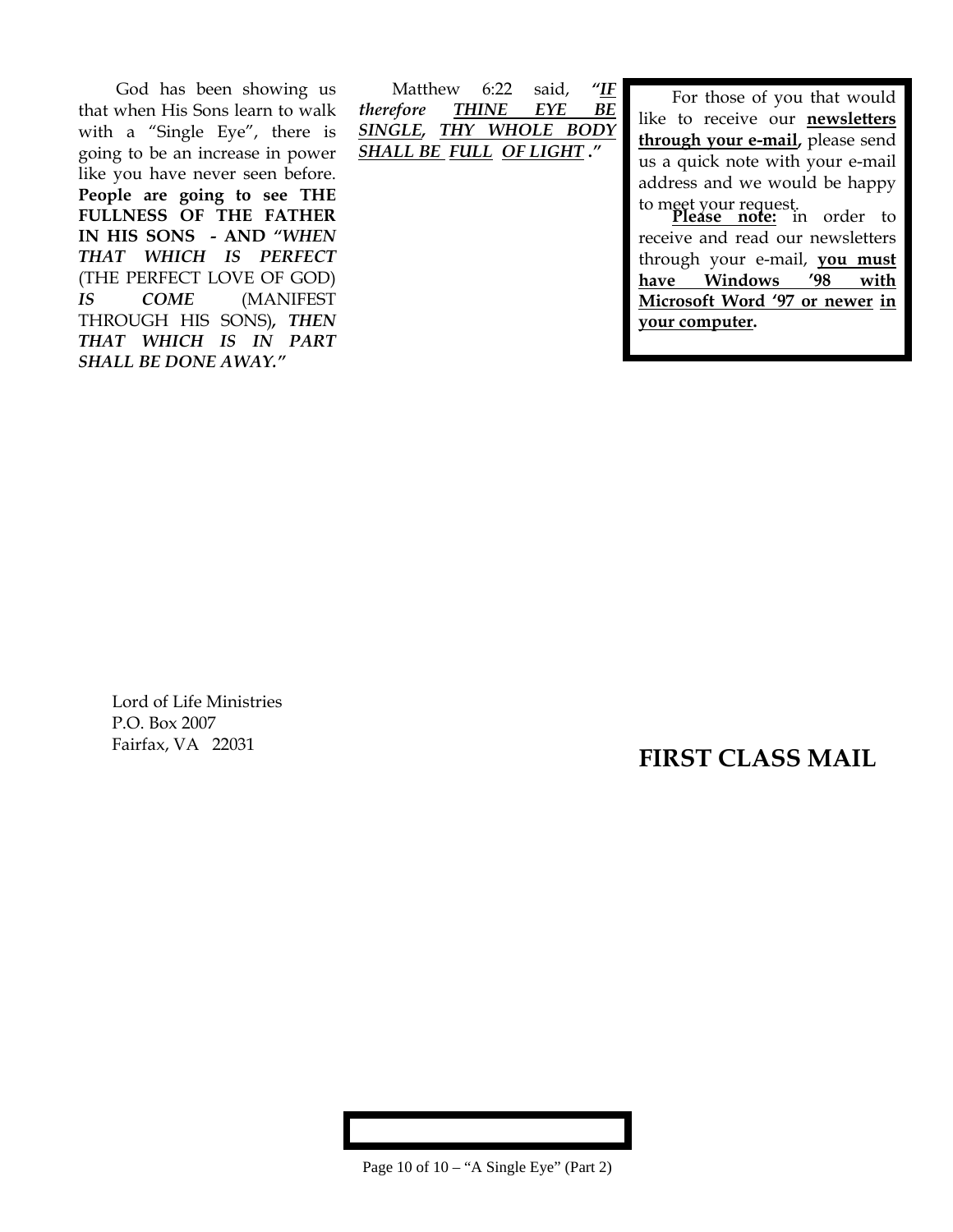God has been showing us that when His Sons learn to walk with a "Single Eye", there is going to be an increase in power like you have never seen before. **People are going to see THE FULLNESS OF THE FATHER IN HIS SONS - AND "*WHEN THAT WHICH IS PERFECT*** (THE PERFECT LOVE OF GOD) ***IS COME*** (MANIFEST THROUGH HIS SONS), ***THEN THAT WHICH IS IN PART SHALL BE DONE AWAY."***

Matthew 6:22 said, ***"IF therefore THINE EYE BE SINGLE, THY WHOLE BODY SHALL BE FULL OF LIGHT."***

For those of you that would like to receive our **newsletters through your e-mail,** please send us a quick note with your e-mail address and we would be happy to meet your request.

**Please note:** in order to receive and read our newsletters through your e-mail, **you must have Windows '98 with Microsoft Word '97 or newer in your computer.**

Lord of Life Ministries
P.O. Box 2007
Fairfax, VA 22031

**FIRST CLASS MAIL**